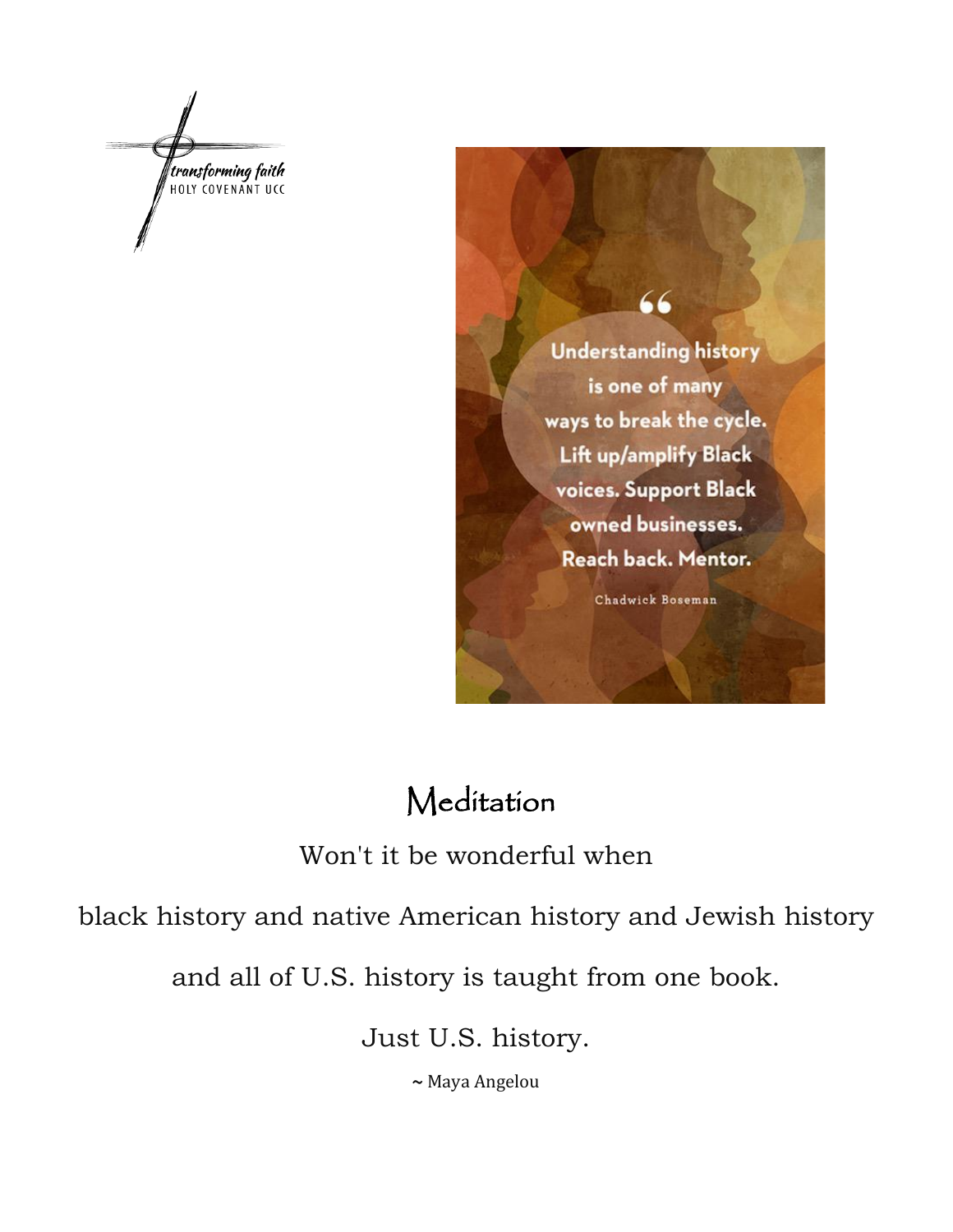transforming faith
HOLY COVENANT UCC

"Understanding history is one of many ways to break the cycle. Lift up/amplify Black voices. Support Black owned businesses. Reach back. Mentor."

Chadwick Boseman

# Meditation

Won't it be wonderful when

black history and native American history and Jewish history

and all of U.S. history is taught from one book.

Just U.S. history.

~ Maya Angelou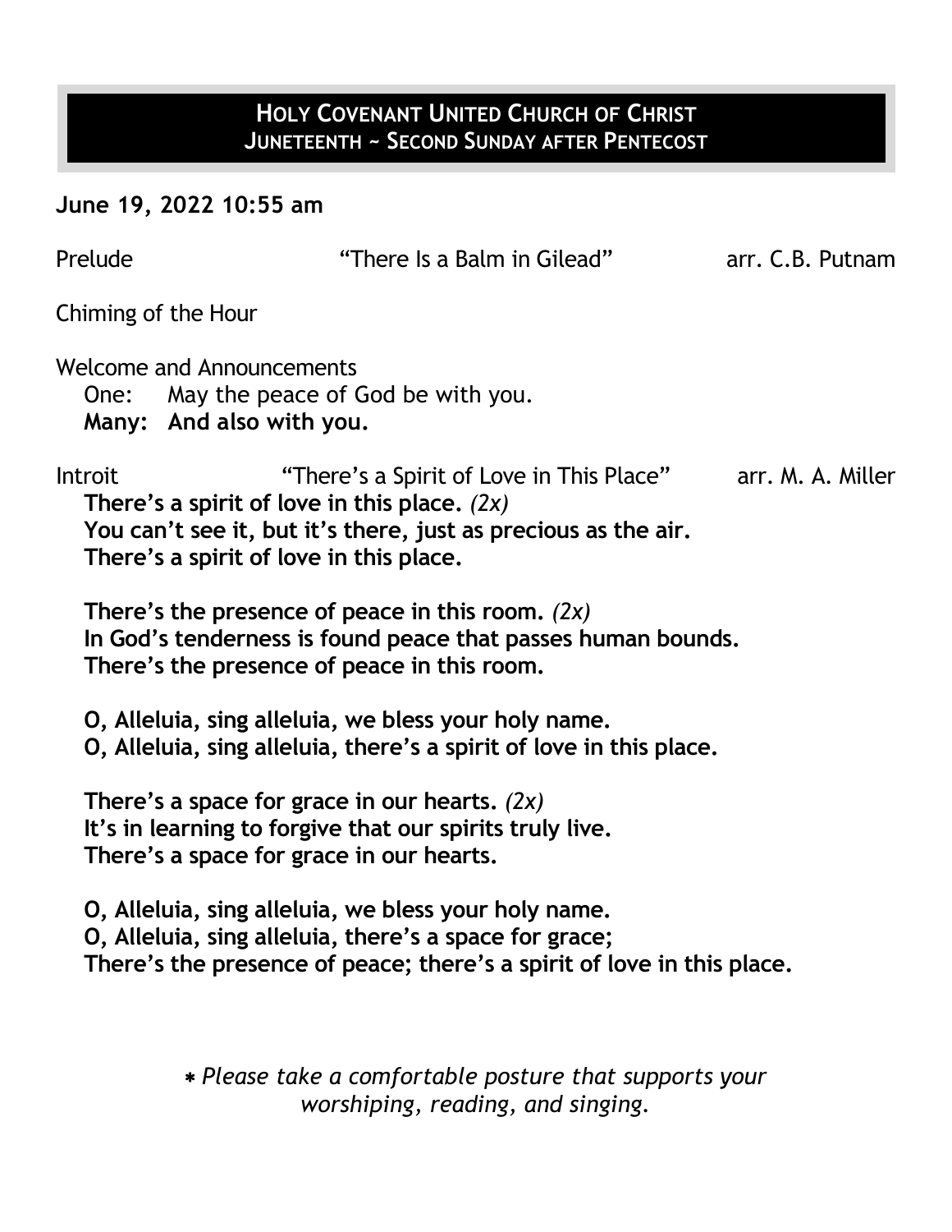## HOLY COVENANT UNITED CHURCH OF CHRIST
### JUNETEENTH ~ SECOND SUNDAY AFTER PENTECOST

**June 19, 2022 10:55 am**

Prelude "There Is a Balm in Gilead" arr. C.B. Putnam

Chiming of the Hour

Welcome and Announcements

One: May the peace of God be with you.
**Many: And also with you.**

Introit "There's a Spirit of Love in This Place" arr. M. A. Miller

**There's a spirit of love in this place.** *(2x)*
**You can't see it, but it's there, just as precious as the air.**
**There's a spirit of love in this place.**

**There's the presence of peace in this room.** *(2x)*
**In God's tenderness is found peace that passes human bounds.**
**There's the presence of peace in this room.**

**O, Alleluia, sing alleluia, we bless your holy name.**
**O, Alleluia, sing alleluia, there's a spirit of love in this place.**

**There's a space for grace in our hearts.** *(2x)*
**It's in learning to forgive that our spirits truly live.**
**There's a space for grace in our hearts.**

**O, Alleluia, sing alleluia, we bless your holy name.**
**O, Alleluia, sing alleluia, there's a space for grace;**
**There's the presence of peace; there's a spirit of love in this place.**

*\* Please take a comfortable posture that supports your worshiping, reading, and singing.*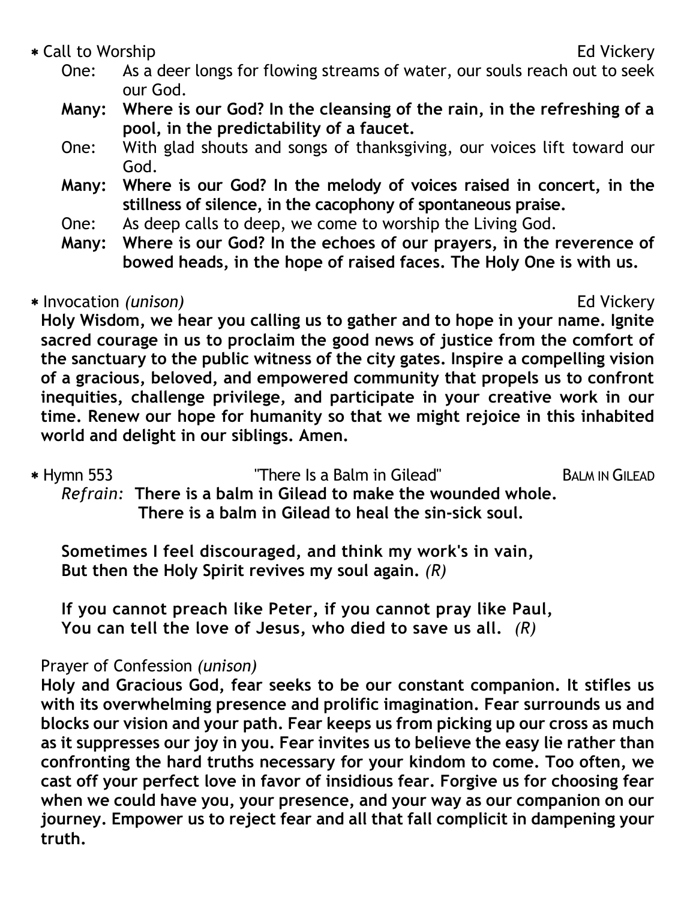∗ Call to Worship Ed Vickery

One: As a deer longs for flowing streams of water, our souls reach out to seek our God.

**Many: Where is our God? In the cleansing of the rain, in the refreshing of a pool, in the predictability of a faucet.**

One: With glad shouts and songs of thanksgiving, our voices lift toward our God.

**Many: Where is our God? In the melody of voices raised in concert, in the stillness of silence, in the cacophony of spontaneous praise.**

One: As deep calls to deep, we come to worship the Living God.

**Many: Where is our God? In the echoes of our prayers, in the reverence of bowed heads, in the hope of raised faces. The Holy One is with us.**

∗ Invocation *(unison)* Ed Vickery

**Holy Wisdom, we hear you calling us to gather and to hope in your name. Ignite sacred courage in us to proclaim the good news of justice from the comfort of the sanctuary to the public witness of the city gates. Inspire a compelling vision of a gracious, beloved, and empowered community that propels us to confront inequities, challenge privilege, and participate in your creative work in our time. Renew our hope for humanity so that we might rejoice in this inhabited world and delight in our siblings. Amen.**

∗ Hymn 553 "There Is a Balm in Gilead" BALM IN GILEAD

*Refrain:* **There is a balm in Gilead to make the wounded whole.**
**There is a balm in Gilead to heal the sin-sick soul.**

**Sometimes I feel discouraged, and think my work's in vain,**
**But then the Holy Spirit revives my soul again.** *(R)*

**If you cannot preach like Peter, if you cannot pray like Paul,**
**You can tell the love of Jesus, who died to save us all.** *(R)*

Prayer of Confession *(unison)*

**Holy and Gracious God, fear seeks to be our constant companion. It stifles us with its overwhelming presence and prolific imagination. Fear surrounds us and blocks our vision and your path. Fear keeps us from picking up our cross as much as it suppresses our joy in you. Fear invites us to believe the easy lie rather than confronting the hard truths necessary for your kindom to come. Too often, we cast off your perfect love in favor of insidious fear. Forgive us for choosing fear when we could have you, your presence, and your way as our companion on our journey. Empower us to reject fear and all that fall complicit in dampening your truth.**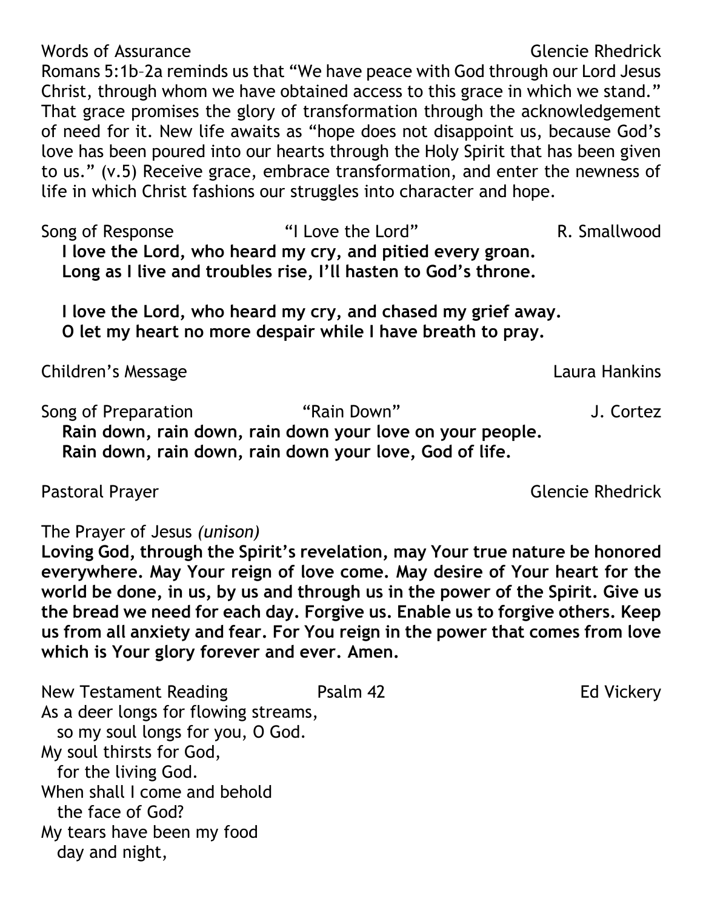Words of Assurance Glencie Rhedrick

Romans 5:1b–2a reminds us that "We have peace with God through our Lord Jesus Christ, through whom we have obtained access to this grace in which we stand." That grace promises the glory of transformation through the acknowledgement of need for it. New life awaits as "hope does not disappoint us, because God's love has been poured into our hearts through the Holy Spirit that has been given to us." (v.5) Receive grace, embrace transformation, and enter the newness of life in which Christ fashions our struggles into character and hope.

Song of Response "I Love the Lord" R. Smallwood

**I love the Lord, who heard my cry, and pitied every groan.**
**Long as I live and troubles rise, I'll hasten to God's throne.**

**I love the Lord, who heard my cry, and chased my grief away.**
**O let my heart no more despair while I have breath to pray.**

Children's Message Laura Hankins

Song of Preparation "Rain Down" J. Cortez

**Rain down, rain down, rain down your love on your people.**
**Rain down, rain down, rain down your love, God of life.**

Pastoral Prayer Glencie Rhedrick

The Prayer of Jesus *(unison)*

**Loving God, through the Spirit's revelation, may Your true nature be honored everywhere. May Your reign of love come. May desire of Your heart for the world be done, in us, by us and through us in the power of the Spirit. Give us the bread we need for each day. Forgive us. Enable us to forgive others. Keep us from all anxiety and fear. For You reign in the power that comes from love which is Your glory forever and ever. Amen.**

New Testament Reading Psalm 42 Ed Vickery

As a deer longs for flowing streams,
so my soul longs for you, O God.
My soul thirsts for God,
for the living God.
When shall I come and behold
the face of God?
My tears have been my food
day and night,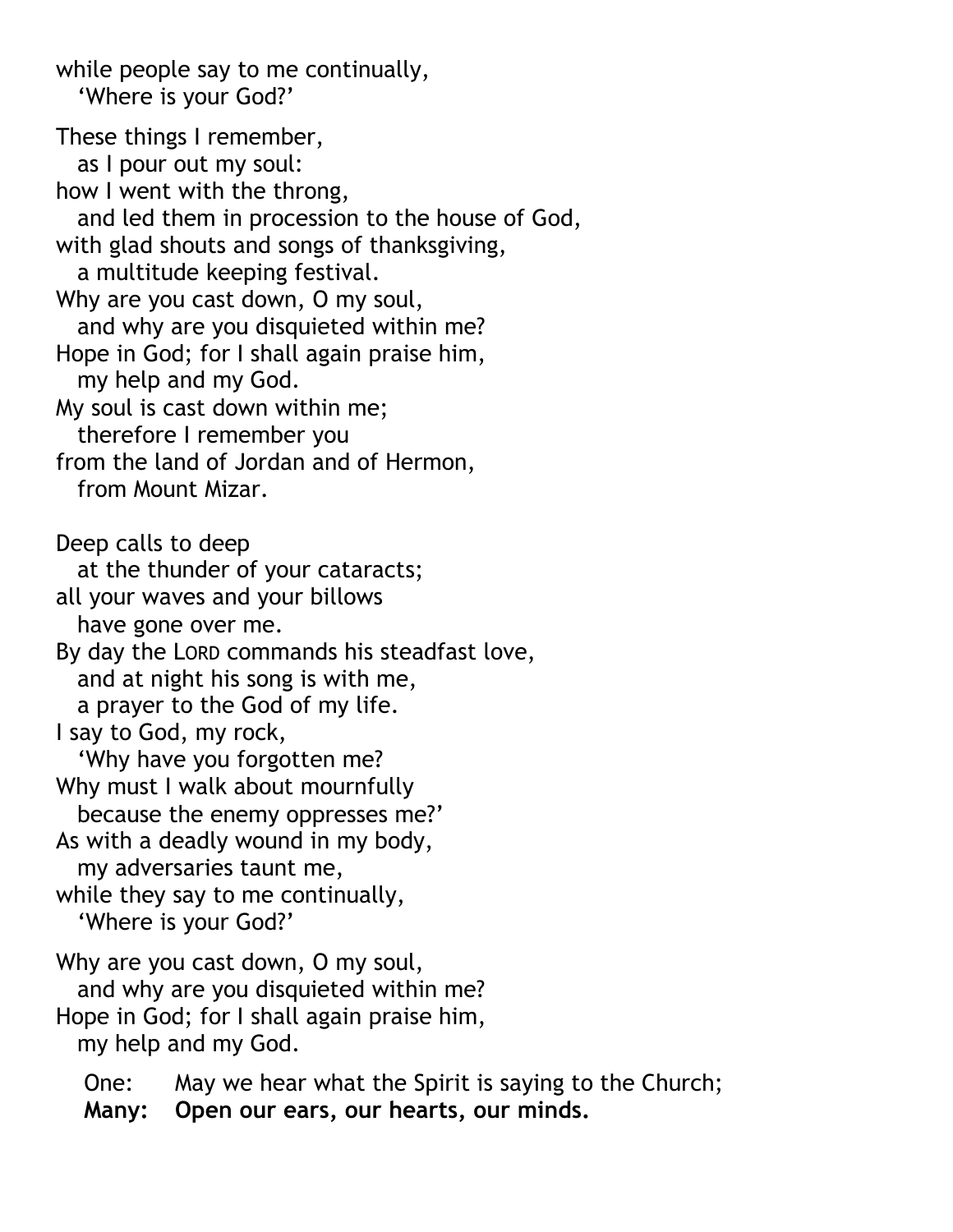while people say to me continually,
  'Where is your God?'

These things I remember,
  as I pour out my soul:
how I went with the throng,
  and led them in procession to the house of God,
with glad shouts and songs of thanksgiving,
  a multitude keeping festival.
Why are you cast down, O my soul,
  and why are you disquieted within me?
Hope in God; for I shall again praise him,
  my help and my God.
My soul is cast down within me;
  therefore I remember you
from the land of Jordan and of Hermon,
  from Mount Mizar.

Deep calls to deep
  at the thunder of your cataracts;
all your waves and your billows
  have gone over me.
By day the LORD commands his steadfast love,
  and at night his song is with me,
  a prayer to the God of my life.
I say to God, my rock,
  'Why have you forgotten me?
Why must I walk about mournfully
  because the enemy oppresses me?'
As with a deadly wound in my body,
  my adversaries taunt me,
while they say to me continually,
  'Where is your God?'

Why are you cast down, O my soul,
  and why are you disquieted within me?
Hope in God; for I shall again praise him,
  my help and my God.

One: May we hear what the Spirit is saying to the Church;
**Many: Open our ears, our hearts, our minds.**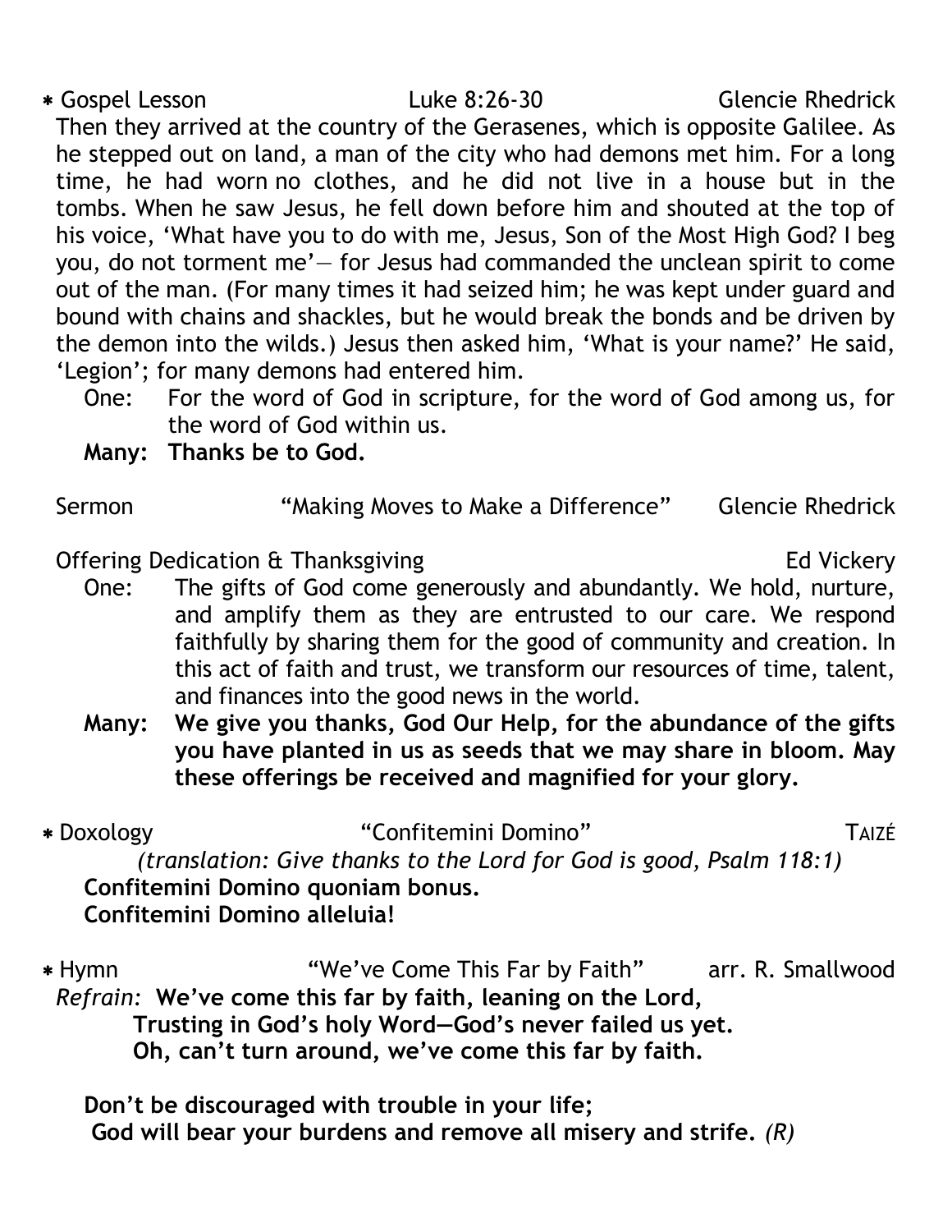\* Gospel Lesson Luke 8:26-30 Glencie Rhedrick

Then they arrived at the country of the Gerasenes, which is opposite Galilee. As he stepped out on land, a man of the city who had demons met him. For a long time, he had worn no clothes, and he did not live in a house but in the tombs. When he saw Jesus, he fell down before him and shouted at the top of his voice, 'What have you to do with me, Jesus, Son of the Most High God? I beg you, do not torment me'— for Jesus had commanded the unclean spirit to come out of the man. (For many times it had seized him; he was kept under guard and bound with chains and shackles, but he would break the bonds and be driven by the demon into the wilds.) Jesus then asked him, 'What is your name?' He said, 'Legion'; for many demons had entered him.

One: For the word of God in scripture, for the word of God among us, for the word of God within us.

**Many: Thanks be to God.**

Sermon "Making Moves to Make a Difference" Glencie Rhedrick

Offering Dedication & Thanksgiving Ed Vickery

One: The gifts of God come generously and abundantly. We hold, nurture, and amplify them as they are entrusted to our care. We respond faithfully by sharing them for the good of community and creation. In this act of faith and trust, we transform our resources of time, talent, and finances into the good news in the world.

**Many: We give you thanks, God Our Help, for the abundance of the gifts you have planted in us as seeds that we may share in bloom. May these offerings be received and magnified for your glory.**

\* Doxology "Confitemini Domino" TAIZÉ

*(translation: Give thanks to the Lord for God is good, Psalm 118:1)*

**Confitemini Domino quoniam bonus.**
**Confitemini Domino alleluia!**

\* Hymn "We've Come This Far by Faith" arr. R. Smallwood

*Refrain:* **We've come this far by faith, leaning on the Lord,**
**Trusting in God's holy Word—God's never failed us yet.**
**Oh, can't turn around, we've come this far by faith.**

**Don't be discouraged with trouble in your life;**
**God will bear your burdens and remove all misery and strife.** *(R)*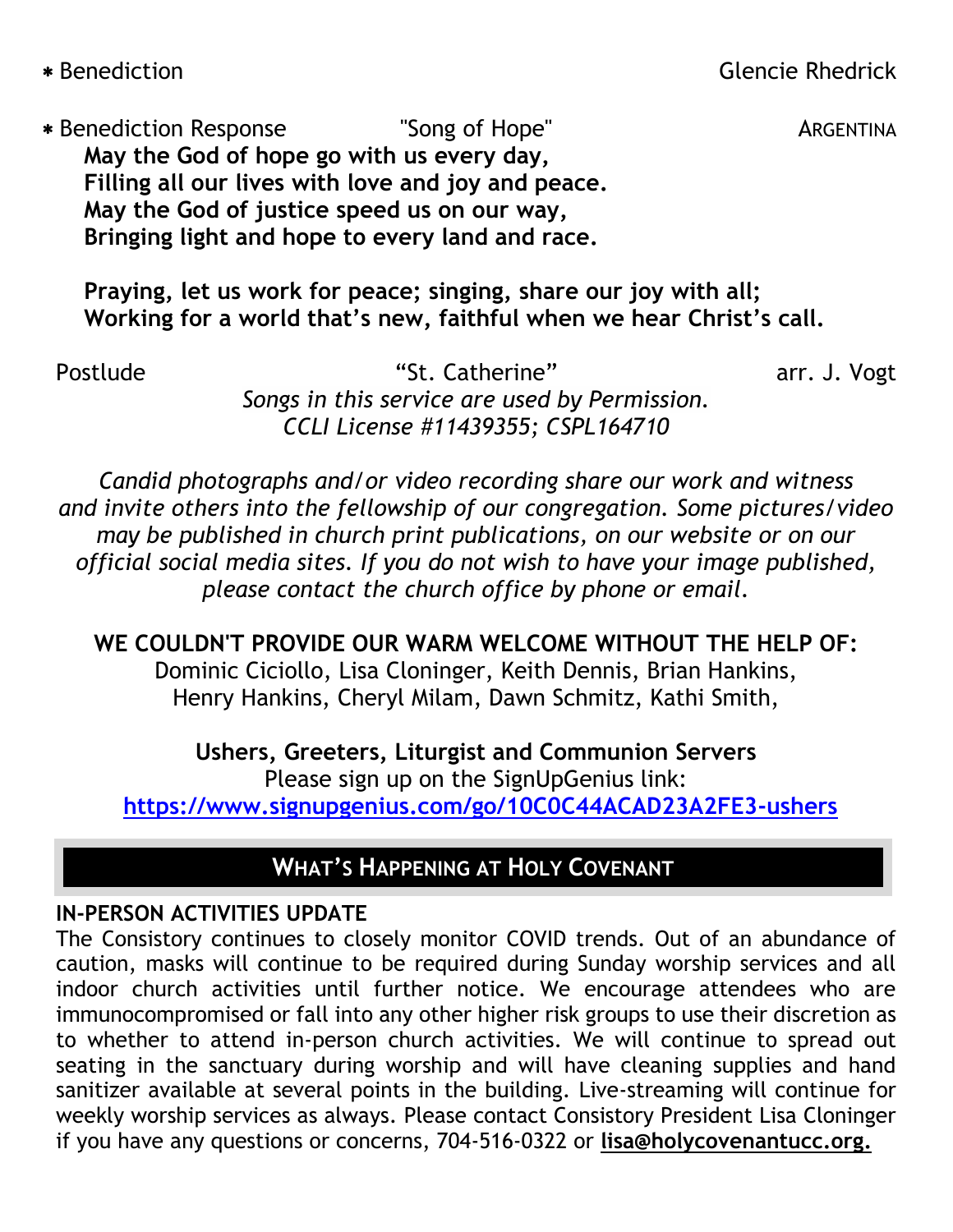\* Benediction Glencie Rhedrick

\* Benediction Response "Song of Hope" ARGENTINA

**May the God of hope go with us every day,**
**Filling all our lives with love and joy and peace.**
**May the God of justice speed us on our way,**
**Bringing light and hope to every land and race.**

**Praying, let us work for peace; singing, share our joy with all;**
**Working for a world that's new, faithful when we hear Christ's call.**

Postlude "St. Catherine" arr. J. Vogt

*Songs in this service are used by Permission.*
*CCLI License #11439355; CSPL164710*

*Candid photographs and/or video recording share our work and witness and invite others into the fellowship of our congregation. Some pictures/video may be published in church print publications, on our website or on our official social media sites. If you do not wish to have your image published, please contact the church office by phone or email.*

**WE COULDN'T PROVIDE OUR WARM WELCOME WITHOUT THE HELP OF:**
Dominic Ciciollo, Lisa Cloninger, Keith Dennis, Brian Hankins, Henry Hankins, Cheryl Milam, Dawn Schmitz, Kathi Smith,

**Ushers, Greeters, Liturgist and Communion Servers**
Please sign up on the SignUpGenius link:
**https://www.signupgenius.com/go/10C0C44ACAD23A2FE3-ushers**

## WHAT'S HAPPENING AT HOLY COVENANT

**IN-PERSON ACTIVITIES UPDATE**

The Consistory continues to closely monitor COVID trends. Out of an abundance of caution, masks will continue to be required during Sunday worship services and all indoor church activities until further notice. We encourage attendees who are immunocompromised or fall into any other higher risk groups to use their discretion as to whether to attend in-person church activities. We will continue to spread out seating in the sanctuary during worship and will have cleaning supplies and hand sanitizer available at several points in the building. Live-streaming will continue for weekly worship services as always. Please contact Consistory President Lisa Cloninger if you have any questions or concerns, 704-516-0322 or **lisa@holycovenantucc.org.**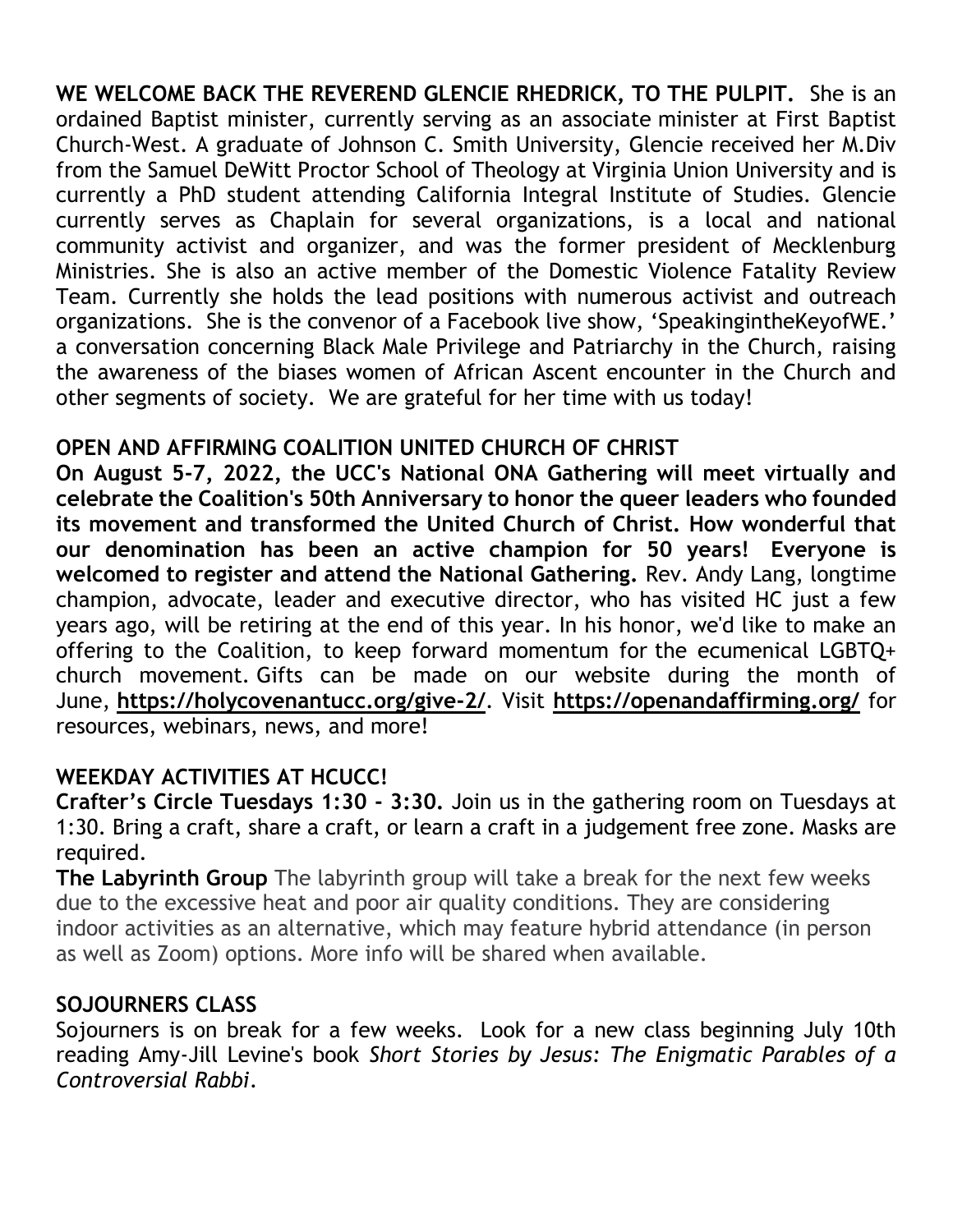**WE WELCOME BACK THE REVEREND GLENCIE RHEDRICK, TO THE PULPIT.** She is an ordained Baptist minister, currently serving as an associate minister at First Baptist Church-West. A graduate of Johnson C. Smith University, Glencie received her M.Div from the Samuel DeWitt Proctor School of Theology at Virginia Union University and is currently a PhD student attending California Integral Institute of Studies. Glencie currently serves as Chaplain for several organizations, is a local and national community activist and organizer, and was the former president of Mecklenburg Ministries. She is also an active member of the Domestic Violence Fatality Review Team. Currently she holds the lead positions with numerous activist and outreach organizations. She is the convenor of a Facebook live show, 'SpeakingintheKeyofWE.' a conversation concerning Black Male Privilege and Patriarchy in the Church, raising the awareness of the biases women of African Ascent encounter in the Church and other segments of society. We are grateful for her time with us today!

**OPEN AND AFFIRMING COALITION UNITED CHURCH OF CHRIST**

**On August 5-7, 2022, the UCC's National ONA Gathering will meet virtually and celebrate the Coalition's 50th Anniversary to honor the queer leaders who founded its movement and transformed the United Church of Christ. How wonderful that our denomination has been an active champion for 50 years! Everyone is welcomed to register and attend the National Gathering.** Rev. Andy Lang, longtime champion, advocate, leader and executive director, who has visited HC just a few years ago, will be retiring at the end of this year. In his honor, we'd like to make an offering to the Coalition, to keep forward momentum for the ecumenical LGBTQ+ church movement. Gifts can be made on our website during the month of June, **https://holycovenantucc.org/give-2/**. Visit **https://openandaffirming.org/** for resources, webinars, news, and more!

**WEEKDAY ACTIVITIES AT HCUCC!**

**Crafter's Circle Tuesdays 1:30 - 3:30.** Join us in the gathering room on Tuesdays at 1:30. Bring a craft, share a craft, or learn a craft in a judgement free zone. Masks are required.

**The Labyrinth Group** The labyrinth group will take a break for the next few weeks due to the excessive heat and poor air quality conditions. They are considering indoor activities as an alternative, which may feature hybrid attendance (in person as well as Zoom) options. More info will be shared when available.

**SOJOURNERS CLASS**

Sojourners is on break for a few weeks. Look for a new class beginning July 10th reading Amy-Jill Levine's book *Short Stories by Jesus: The Enigmatic Parables of a Controversial Rabbi*.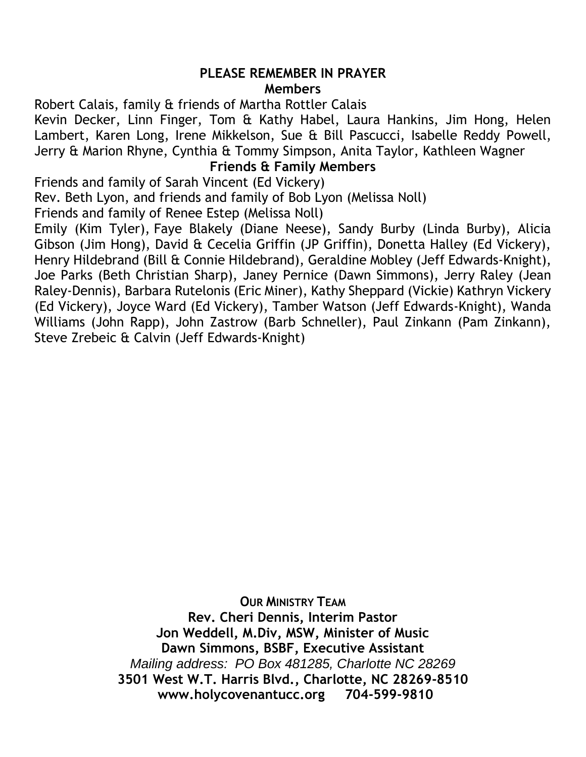## PLEASE REMEMBER IN PRAYER

### Members

Robert Calais, family & friends of Martha Rottler Calais

Kevin Decker, Linn Finger, Tom & Kathy Habel, Laura Hankins, Jim Hong, Helen Lambert, Karen Long, Irene Mikkelson, Sue & Bill Pascucci, Isabelle Reddy Powell, Jerry & Marion Rhyne, Cynthia & Tommy Simpson, Anita Taylor, Kathleen Wagner

### Friends & Family Members

Friends and family of Sarah Vincent (Ed Vickery)

Rev. Beth Lyon, and friends and family of Bob Lyon (Melissa Noll)

Friends and family of Renee Estep (Melissa Noll)

Emily (Kim Tyler), Faye Blakely (Diane Neese), Sandy Burby (Linda Burby), Alicia Gibson (Jim Hong), David & Cecelia Griffin (JP Griffin), Donetta Halley (Ed Vickery), Henry Hildebrand (Bill & Connie Hildebrand), Geraldine Mobley (Jeff Edwards-Knight), Joe Parks (Beth Christian Sharp), Janey Pernice (Dawn Simmons), Jerry Raley (Jean Raley-Dennis), Barbara Rutelonis (Eric Miner), Kathy Sheppard (Vickie) Kathryn Vickery (Ed Vickery), Joyce Ward (Ed Vickery), Tamber Watson (Jeff Edwards-Knight), Wanda Williams (John Rapp), John Zastrow (Barb Schneller), Paul Zinkann (Pam Zinkann), Steve Zrebeic & Calvin (Jeff Edwards-Knight)

**OUR MINISTRY TEAM**

**Rev. Cheri Dennis, Interim Pastor**

**Jon Weddell, M.Div, MSW, Minister of Music**

**Dawn Simmons, BSBF, Executive Assistant**

*Mailing address: PO Box 481285, Charlotte NC 28269*

**3501 West W.T. Harris Blvd., Charlotte, NC 28269-8510**

**www.holycovenantucc.org 704-599-9810**